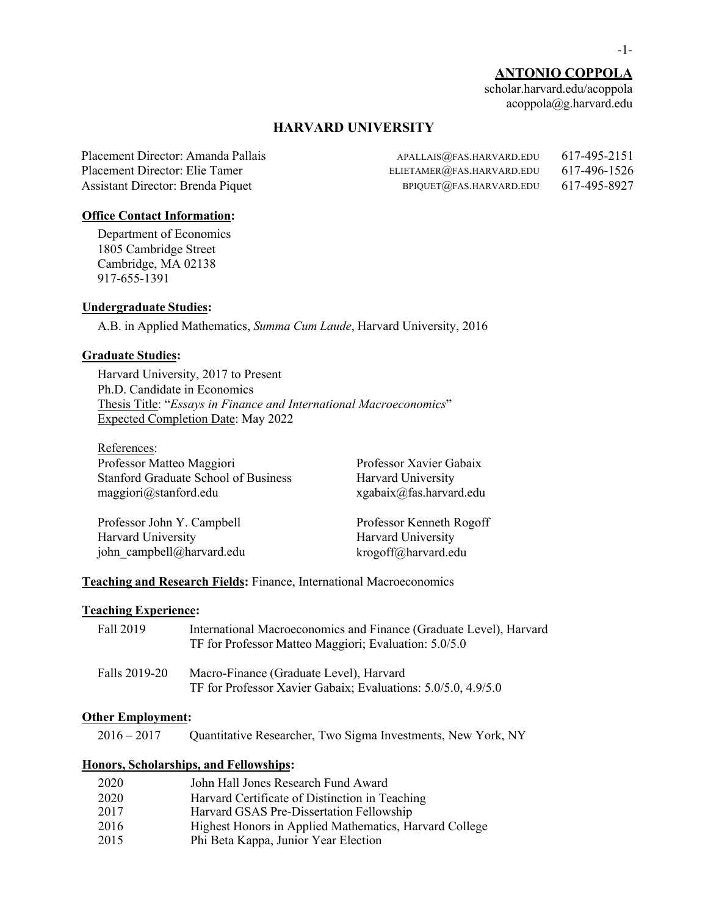# ANTONIO COPPOLA

scholar.harvard.edu/acoppola
acoppola@g.harvard.edu

## HARVARD UNIVERSITY

| | | |
|---|---|---|
| Placement Director: Amanda Pallais | APALLAIS@FAS.HARVARD.EDU | 617-495-2151 |
| Placement Director: Elie Tamer | ELIETAMER@FAS.HARVARD.EDU | 617-496-1526 |
| Assistant Director: Brenda Piquet | BPIQUET@FAS.HARVARD.EDU | 617-495-8927 |

**Office Contact Information:**

Department of Economics
1805 Cambridge Street
Cambridge, MA 02138
917-655-1391

**Undergraduate Studies:**

A.B. in Applied Mathematics, *Summa Cum Laude*, Harvard University, 2016

**Graduate Studies:**

Harvard University, 2017 to Present
Ph.D. Candidate in Economics
Thesis Title: "*Essays in Finance and International Macroeconomics*"
Expected Completion Date: May 2022

References:

Professor Matteo Maggiori
Stanford Graduate School of Business
maggiori@stanford.edu

Professor Xavier Gabaix
Harvard University
xgabaix@fas.harvard.edu

Professor John Y. Campbell
Harvard University
john_campbell@harvard.edu

Professor Kenneth Rogoff
Harvard University
krogoff@harvard.edu

**Teaching and Research Fields:** Finance, International Macroeconomics

**Teaching Experience:**

| | |
|---|---|
| Fall 2019 | International Macroeconomics and Finance (Graduate Level), Harvard<br>TF for Professor Matteo Maggiori; Evaluation: 5.0/5.0 |
| Falls 2019-20 | Macro-Finance (Graduate Level), Harvard<br>TF for Professor Xavier Gabaix; Evaluations: 5.0/5.0, 4.9/5.0 |

**Other Employment:**

| | |
|---|---|
| 2016 – 2017 | Quantitative Researcher, Two Sigma Investments, New York, NY |

**Honors, Scholarships, and Fellowships:**

| | |
|---|---|
| 2020 | John Hall Jones Research Fund Award |
| 2020 | Harvard Certificate of Distinction in Teaching |
| 2017 | Harvard GSAS Pre-Dissertation Fellowship |
| 2016 | Highest Honors in Applied Mathematics, Harvard College |
| 2015 | Phi Beta Kappa, Junior Year Election |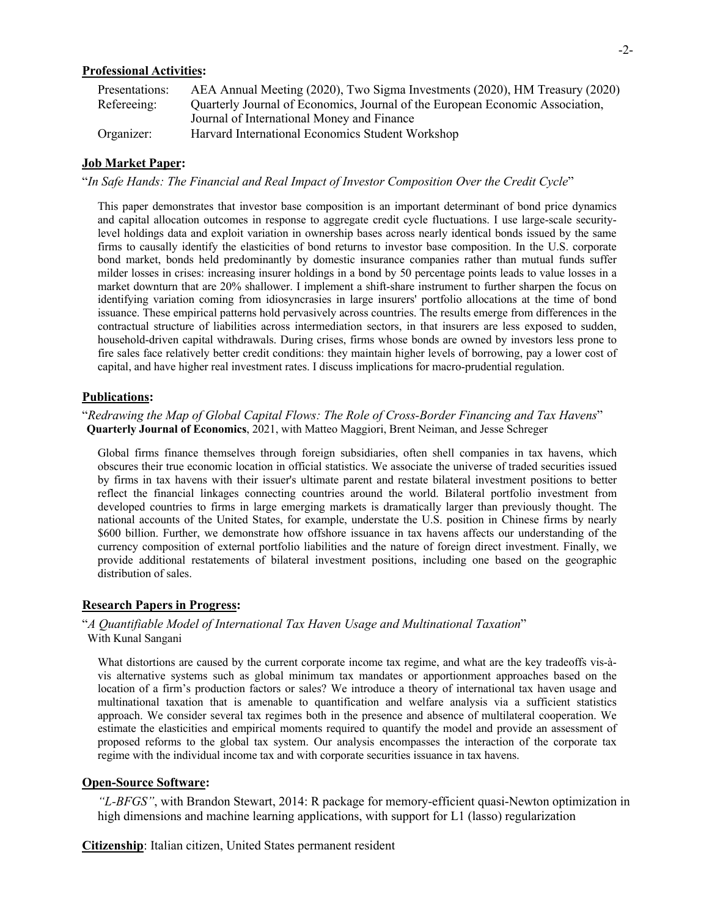**Professional Activities:**

| | |
|---|---|
| Presentations: | AEA Annual Meeting (2020), Two Sigma Investments (2020), HM Treasury (2020) |
| Refereeing: | Quarterly Journal of Economics, Journal of the European Economic Association, Journal of International Money and Finance |
| Organizer: | Harvard International Economics Student Workshop |

**Job Market Paper:**

"*In Safe Hands: The Financial and Real Impact of Investor Composition Over the Credit Cycle*"

This paper demonstrates that investor base composition is an important determinant of bond price dynamics and capital allocation outcomes in response to aggregate credit cycle fluctuations. I use large-scale security-level holdings data and exploit variation in ownership bases across nearly identical bonds issued by the same firms to causally identify the elasticities of bond returns to investor base composition. In the U.S. corporate bond market, bonds held predominantly by domestic insurance companies rather than mutual funds suffer milder losses in crises: increasing insurer holdings in a bond by 50 percentage points leads to value losses in a market downturn that are 20% shallower. I implement a shift-share instrument to further sharpen the focus on identifying variation coming from idiosyncrasies in large insurers' portfolio allocations at the time of bond issuance. These empirical patterns hold pervasively across countries. The results emerge from differences in the contractual structure of liabilities across intermediation sectors, in that insurers are less exposed to sudden, household-driven capital withdrawals. During crises, firms whose bonds are owned by investors less prone to fire sales face relatively better credit conditions: they maintain higher levels of borrowing, pay a lower cost of capital, and have higher real investment rates. I discuss implications for macro-prudential regulation.

**Publications:**

"*Redrawing the Map of Global Capital Flows: The Role of Cross-Border Financing and Tax Havens*"
**Quarterly Journal of Economics**, 2021, with Matteo Maggiori, Brent Neiman, and Jesse Schreger

Global firms finance themselves through foreign subsidiaries, often shell companies in tax havens, which obscures their true economic location in official statistics. We associate the universe of traded securities issued by firms in tax havens with their issuer's ultimate parent and restate bilateral investment positions to better reflect the financial linkages connecting countries around the world. Bilateral portfolio investment from developed countries to firms in large emerging markets is dramatically larger than previously thought. The national accounts of the United States, for example, understate the U.S. position in Chinese firms by nearly $600 billion. Further, we demonstrate how offshore issuance in tax havens affects our understanding of the currency composition of external portfolio liabilities and the nature of foreign direct investment. Finally, we provide additional restatements of bilateral investment positions, including one based on the geographic distribution of sales.

**Research Papers in Progress:**

"*A Quantifiable Model of International Tax Haven Usage and Multinational Taxation*"
With Kunal Sangani

What distortions are caused by the current corporate income tax regime, and what are the key tradeoffs vis-à-vis alternative systems such as global minimum tax mandates or apportionment approaches based on the location of a firm's production factors or sales? We introduce a theory of international tax haven usage and multinational taxation that is amenable to quantification and welfare analysis via a sufficient statistics approach. We consider several tax regimes both in the presence and absence of multilateral cooperation. We estimate the elasticities and empirical moments required to quantify the model and provide an assessment of proposed reforms to the global tax system. Our analysis encompasses the interaction of the corporate tax regime with the individual income tax and with corporate securities issuance in tax havens.

**Open-Source Software:**

*"L-BFGS"*, with Brandon Stewart, 2014: R package for memory-efficient quasi-Newton optimization in high dimensions and machine learning applications, with support for L1 (lasso) regularization

**Citizenship**: Italian citizen, United States permanent resident